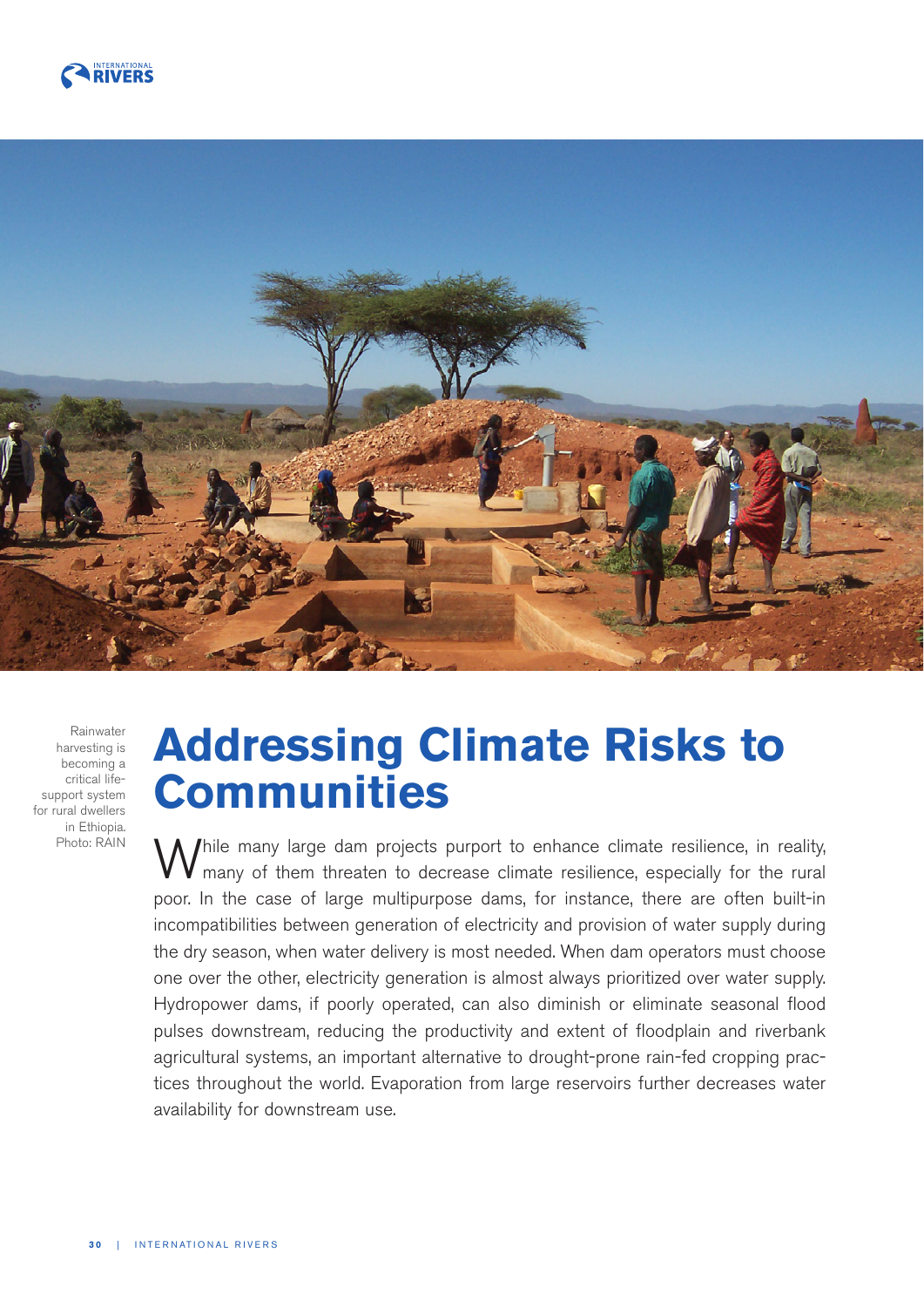Rainwater harvesting is becoming a critical life-support system for rural dwellers in Ethiopia. Photo: RAIN

# Addressing Climate Risks to Communities

While many large dam projects purport to enhance climate resilience, in reality, many of them threaten to decrease climate resilience, especially for the rural poor. In the case of large multipurpose dams, for instance, there are often built-in incompatibilities between generation of electricity and provision of water supply during the dry season, when water delivery is most needed. When dam operators must choose one over the other, electricity generation is almost always prioritized over water supply. Hydropower dams, if poorly operated, can also diminish or eliminate seasonal flood pulses downstream, reducing the productivity and extent of floodplain and riverbank agricultural systems, an important alternative to drought-prone rain-fed cropping practices throughout the world. Evaporation from large reservoirs further decreases water availability for downstream use.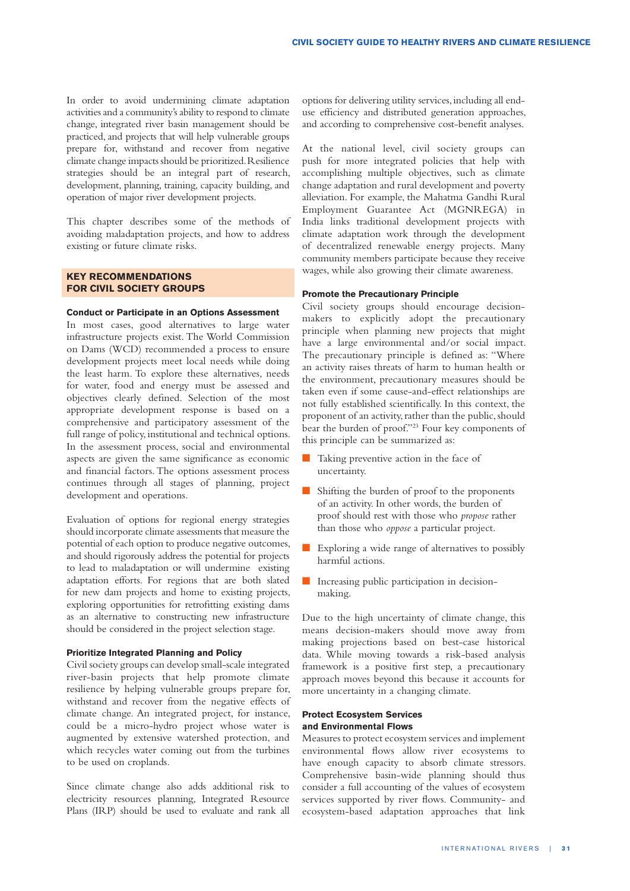In order to avoid undermining climate adaptation activities and a community's ability to respond to climate change, integrated river basin management should be practiced, and projects that will help vulnerable groups prepare for, withstand and recover from negative climate change impacts should be prioritized. Resilience strategies should be an integral part of research, development, planning, training, capacity building, and operation of major river development projects.

This chapter describes some of the methods of avoiding maladaptation projects, and how to address existing or future climate risks.

## KEY RECOMMENDATIONS FOR CIVIL SOCIETY GROUPS

### Conduct or Participate in an Options Assessment

In most cases, good alternatives to large water infrastructure projects exist. The World Commission on Dams (WCD) recommended a process to ensure development projects meet local needs while doing the least harm. To explore these alternatives, needs for water, food and energy must be assessed and objectives clearly defined. Selection of the most appropriate development response is based on a comprehensive and participatory assessment of the full range of policy, institutional and technical options. In the assessment process, social and environmental aspects are given the same significance as economic and financial factors. The options assessment process continues through all stages of planning, project development and operations.

Evaluation of options for regional energy strategies should incorporate climate assessments that measure the potential of each option to produce negative outcomes, and should rigorously address the potential for projects to lead to maladaptation or will undermine existing adaptation efforts. For regions that are both slated for new dam projects and home to existing projects, exploring opportunities for retrofitting existing dams as an alternative to constructing new infrastructure should be considered in the project selection stage.

### Prioritize Integrated Planning and Policy

Civil society groups can develop small-scale integrated river-basin projects that help promote climate resilience by helping vulnerable groups prepare for, withstand and recover from the negative effects of climate change. An integrated project, for instance, could be a micro-hydro project whose water is augmented by extensive watershed protection, and which recycles water coming out from the turbines to be used on croplands.

Since climate change also adds additional risk to electricity resources planning, Integrated Resource Plans (IRP) should be used to evaluate and rank all options for delivering utility services, including all end-use efficiency and distributed generation approaches, and according to comprehensive cost-benefit analyses.

At the national level, civil society groups can push for more integrated policies that help with accomplishing multiple objectives, such as climate change adaptation and rural development and poverty alleviation. For example, the Mahatma Gandhi Rural Employment Guarantee Act (MGNREGA) in India links traditional development projects with climate adaptation work through the development of decentralized renewable energy projects. Many community members participate because they receive wages, while also growing their climate awareness.

### Promote the Precautionary Principle

Civil society groups should encourage decision-makers to explicitly adopt the precautionary principle when planning new projects that might have a large environmental and/or social impact. The precautionary principle is defined as: "Where an activity raises threats of harm to human health or the environment, precautionary measures should be taken even if some cause-and-effect relationships are not fully established scientifically. In this context, the proponent of an activity, rather than the public, should bear the burden of proof."[23] Four key components of this principle can be summarized as:

- Taking preventive action in the face of uncertainty.
- Shifting the burden of proof to the proponents of an activity. In other words, the burden of proof should rest with those who *propose* rather than those who *oppose* a particular project.
- Exploring a wide range of alternatives to possibly harmful actions.
- Increasing public participation in decision-making.

Due to the high uncertainty of climate change, this means decision-makers should move away from making projections based on best-case historical data. While moving towards a risk-based analysis framework is a positive first step, a precautionary approach moves beyond this because it accounts for more uncertainty in a changing climate.

### Protect Ecosystem Services and Environmental Flows

Measures to protect ecosystem services and implement environmental flows allow river ecosystems to have enough capacity to absorb climate stressors. Comprehensive basin-wide planning should thus consider a full accounting of the values of ecosystem services supported by river flows. Community- and ecosystem-based adaptation approaches that link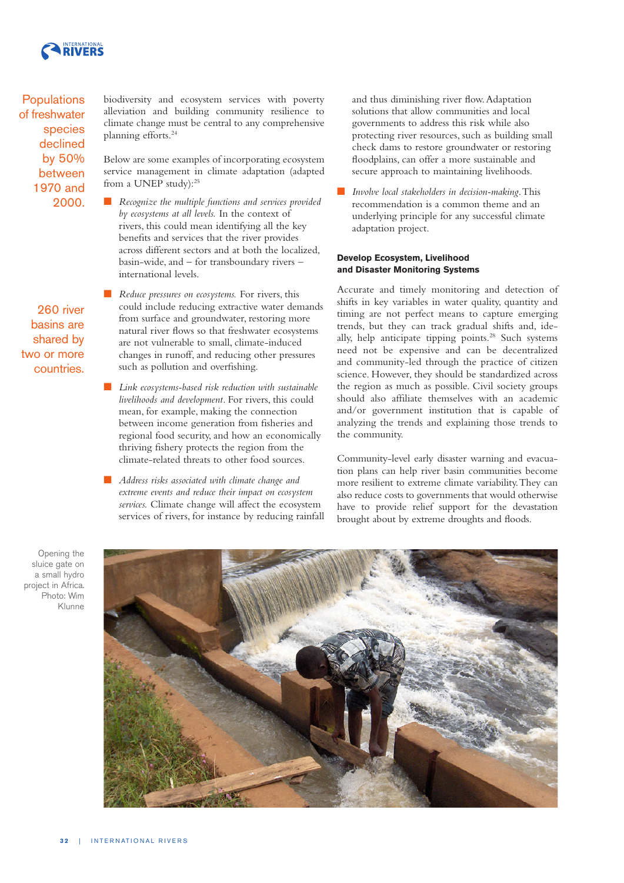biodiversity and ecosystem services with poverty alleviation and building community resilience to climate change must be central to any comprehensive planning efforts.[24]

Populations of freshwater species declined by 50% between 1970 and 2000.

Below are some examples of incorporating ecosystem service management in climate adaptation (adapted from a UNEP study):[25]

- *Recognize the multiple functions and services provided by ecosystems at all levels.* In the context of rivers, this could mean identifying all the key benefits and services that the river provides across different sectors and at both the localized, basin-wide, and – for transboundary rivers – international levels.
- *Reduce pressures on ecosystems.* For rivers, this could include reducing extractive water demands from surface and groundwater, restoring more natural river flows so that freshwater ecosystems are not vulnerable to small, climate-induced changes in runoff, and reducing other pressures such as pollution and overfishing.
- *Link ecosystems-based risk reduction with sustainable livelihoods and development*. For rivers, this could mean, for example, making the connection between income generation from fisheries and regional food security, and how an economically thriving fishery protects the region from the climate-related threats to other food sources.
- *Address risks associated with climate change and extreme events and reduce their impact on ecosystem services.* Climate change will affect the ecosystem services of rivers, for instance by reducing rainfall and thus diminishing river flow. Adaptation solutions that allow communities and local governments to address this risk while also protecting river resources, such as building small check dams to restore groundwater or restoring floodplains, can offer a more sustainable and secure approach to maintaining livelihoods.
- *Involve local stakeholders in decision-making.* This recommendation is a common theme and an underlying principle for any successful climate adaptation project.

260 river basins are shared by two or more countries.

### Develop Ecosystem, Livelihood and Disaster Monitoring Systems

Accurate and timely monitoring and detection of shifts in key variables in water quality, quantity and timing are not perfect means to capture emerging trends, but they can track gradual shifts and, ideally, help anticipate tipping points.[28] Such systems need not be expensive and can be decentralized and community-led through the practice of citizen science. However, they should be standardized across the region as much as possible. Civil society groups should also affiliate themselves with an academic and/or government institution that is capable of analyzing the trends and explaining those trends to the community.

Community-level early disaster warning and evacuation plans can help river basin communities become more resilient to extreme climate variability. They can also reduce costs to governments that would otherwise have to provide relief support for the devastation brought about by extreme droughts and floods.

Opening the sluice gate on a small hydro project in Africa. Photo: Wim Klunne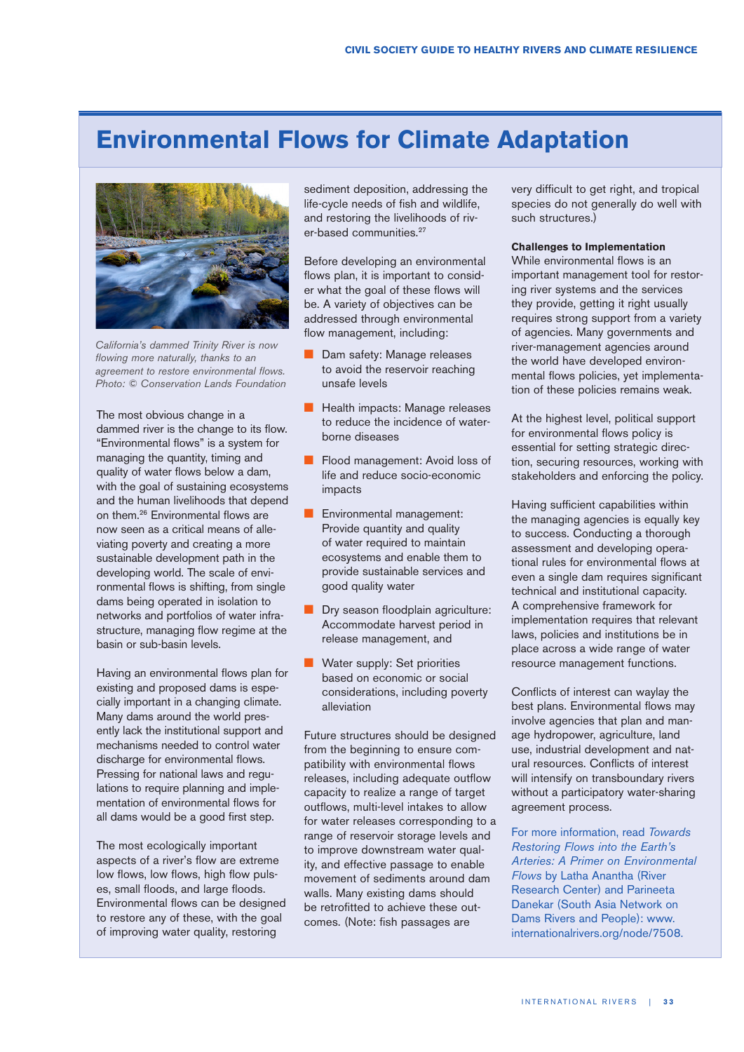# Environmental Flows for Climate Adaptation

*California's dammed Trinity River is now flowing more naturally, thanks to an agreement to restore environmental flows. Photo: © Conservation Lands Foundation*

The most obvious change in a dammed river is the change to its flow. "Environmental flows" is a system for managing the quantity, timing and quality of water flows below a dam, with the goal of sustaining ecosystems and the human livelihoods that depend on them.[26] Environmental flows are now seen as a critical means of alleviating poverty and creating a more sustainable development path in the developing world. The scale of environmental flows is shifting, from single dams being operated in isolation to networks and portfolios of water infrastructure, managing flow regime at the basin or sub-basin levels.

Having an environmental flows plan for existing and proposed dams is especially important in a changing climate. Many dams around the world presently lack the institutional support and mechanisms needed to control water discharge for environmental flows. Pressing for national laws and regulations to require planning and implementation of environmental flows for all dams would be a good first step.

The most ecologically important aspects of a river's flow are extreme low flows, low flows, high flow pulses, small floods, and large floods. Environmental flows can be designed to restore any of these, with the goal of improving water quality, restoring sediment deposition, addressing the life-cycle needs of fish and wildlife, and restoring the livelihoods of river-based communities.[27]

Before developing an environmental flows plan, it is important to consider what the goal of these flows will be. A variety of objectives can be addressed through environmental flow management, including:

- Dam safety: Manage releases to avoid the reservoir reaching unsafe levels
- Health impacts: Manage releases to reduce the incidence of waterborne diseases
- Flood management: Avoid loss of life and reduce socio-economic impacts
- Environmental management: Provide quantity and quality of water required to maintain ecosystems and enable them to provide sustainable services and good quality water
- Dry season floodplain agriculture: Accommodate harvest period in release management, and
- Water supply: Set priorities based on economic or social considerations, including poverty alleviation

Future structures should be designed from the beginning to ensure compatibility with environmental flows releases, including adequate outflow capacity to realize a range of target outflows, multi-level intakes to allow for water releases corresponding to a range of reservoir storage levels and to improve downstream water quality, and effective passage to enable movement of sediments around dam walls. Many existing dams should be retrofitted to achieve these outcomes. (Note: fish passages are very difficult to get right, and tropical species do not generally do well with such structures.)

**Challenges to Implementation**

While environmental flows is an important management tool for restoring river systems and the services they provide, getting it right usually requires strong support from a variety of agencies. Many governments and river-management agencies around the world have developed environmental flows policies, yet implementation of these policies remains weak.

At the highest level, political support for environmental flows policy is essential for setting strategic direction, securing resources, working with stakeholders and enforcing the policy.

Having sufficient capabilities within the managing agencies is equally key to success. Conducting a thorough assessment and developing operational rules for environmental flows at even a single dam requires significant technical and institutional capacity. A comprehensive framework for implementation requires that relevant laws, policies and institutions be in place across a wide range of water resource management functions.

Conflicts of interest can waylay the best plans. Environmental flows may involve agencies that plan and manage hydropower, agriculture, land use, industrial development and natural resources. Conflicts of interest will intensify on transboundary rivers without a participatory water-sharing agreement process.

For more information, read *Towards Restoring Flows into the Earth's Arteries: A Primer on Environmental Flows* by Latha Anantha (River Research Center) and Parineeta Danekar (South Asia Network on Dams Rivers and People): www.internationalrivers.org/node/7508.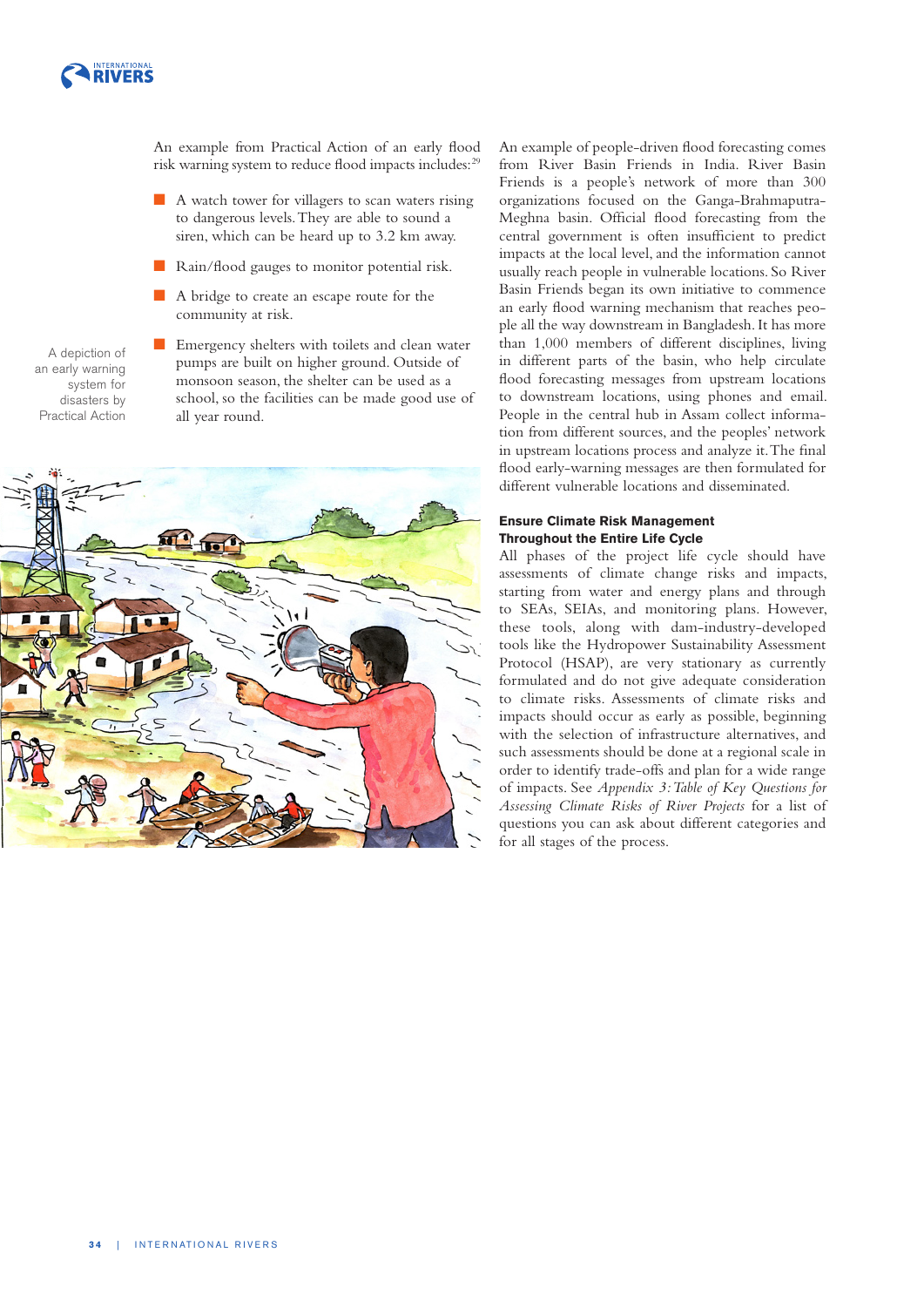An example from Practical Action of an early flood risk warning system to reduce flood impacts includes:[29]

- A watch tower for villagers to scan waters rising to dangerous levels. They are able to sound a siren, which can be heard up to 3.2 km away.
- Rain/flood gauges to monitor potential risk.
- A bridge to create an escape route for the community at risk.
- Emergency shelters with toilets and clean water pumps are built on higher ground. Outside of monsoon season, the shelter can be used as a school, so the facilities can be made good use of all year round.

A depiction of an early warning system for disasters by Practical Action

An example of people-driven flood forecasting comes from River Basin Friends in India. River Basin Friends is a people's network of more than 300 organizations focused on the Ganga-Brahmaputra-Meghna basin. Official flood forecasting from the central government is often insufficient to predict impacts at the local level, and the information cannot usually reach people in vulnerable locations. So River Basin Friends began its own initiative to commence an early flood warning mechanism that reaches people all the way downstream in Bangladesh. It has more than 1,000 members of different disciplines, living in different parts of the basin, who help circulate flood forecasting messages from upstream locations to downstream locations, using phones and email. People in the central hub in Assam collect information from different sources, and the peoples' network in upstream locations process and analyze it. The final flood early-warning messages are then formulated for different vulnerable locations and disseminated.

### Ensure Climate Risk Management Throughout the Entire Life Cycle

All phases of the project life cycle should have assessments of climate change risks and impacts, starting from water and energy plans and through to SEAs, SEIAs, and monitoring plans. However, these tools, along with dam-industry-developed tools like the Hydropower Sustainability Assessment Protocol (HSAP), are very stationary as currently formulated and do not give adequate consideration to climate risks. Assessments of climate risks and impacts should occur as early as possible, beginning with the selection of infrastructure alternatives, and such assessments should be done at a regional scale in order to identify trade-offs and plan for a wide range of impacts. See *Appendix 3: Table of Key Questions for Assessing Climate Risks of River Projects* for a list of questions you can ask about different categories and for all stages of the process.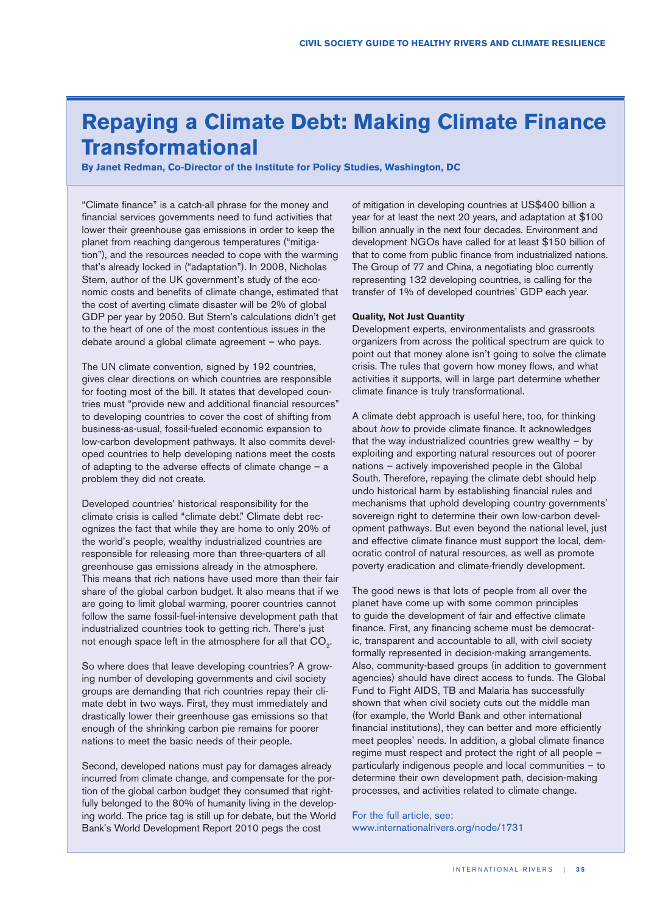# Repaying a Climate Debt: Making Climate Finance Transformational

**By Janet Redman, Co-Director of the Institute for Policy Studies, Washington, DC**

"Climate finance" is a catch-all phrase for the money and financial services governments need to fund activities that lower their greenhouse gas emissions in order to keep the planet from reaching dangerous temperatures ("mitigation"), and the resources needed to cope with the warming that's already locked in ("adaptation"). In 2008, Nicholas Stern, author of the UK government's study of the economic costs and benefits of climate change, estimated that the cost of averting climate disaster will be 2% of global GDP per year by 2050. But Stern's calculations didn't get to the heart of one of the most contentious issues in the debate around a global climate agreement – who pays.

The UN climate convention, signed by 192 countries, gives clear directions on which countries are responsible for footing most of the bill. It states that developed countries must "provide new and additional financial resources" to developing countries to cover the cost of shifting from business-as-usual, fossil-fueled economic expansion to low-carbon development pathways. It also commits developed countries to help developing nations meet the costs of adapting to the adverse effects of climate change – a problem they did not create.

Developed countries' historical responsibility for the climate crisis is called "climate debt." Climate debt recognizes the fact that while they are home to only 20% of the world's people, wealthy industrialized countries are responsible for releasing more than three-quarters of all greenhouse gas emissions already in the atmosphere. This means that rich nations have used more than their fair share of the global carbon budget. It also means that if we are going to limit global warming, poorer countries cannot follow the same fossil-fuel-intensive development path that industrialized countries took to getting rich. There's just not enough space left in the atmosphere for all that $CO_2$.

So where does that leave developing countries? A growing number of developing governments and civil society groups are demanding that rich countries repay their climate debt in two ways. First, they must immediately and drastically lower their greenhouse gas emissions so that enough of the shrinking carbon pie remains for poorer nations to meet the basic needs of their people.

Second, developed nations must pay for damages already incurred from climate change, and compensate for the portion of the global carbon budget they consumed that rightfully belonged to the 80% of humanity living in the developing world. The price tag is still up for debate, but the World Bank's World Development Report 2010 pegs the cost of mitigation in developing countries at US$400 billion a year for at least the next 20 years, and adaptation at $100 billion annually in the next four decades. Environment and development NGOs have called for at least $150 billion of that to come from public finance from industrialized nations. The Group of 77 and China, a negotiating bloc currently representing 132 developing countries, is calling for the transfer of 1% of developed countries' GDP each year.

**Quality, Not Just Quantity**

Development experts, environmentalists and grassroots organizers from across the political spectrum are quick to point out that money alone isn't going to solve the climate crisis. The rules that govern how money flows, and what activities it supports, will in large part determine whether climate finance is truly transformational.

A climate debt approach is useful here, too, for thinking about *how* to provide climate finance. It acknowledges that the way industrialized countries grew wealthy – by exploiting and exporting natural resources out of poorer nations – actively impoverished people in the Global South. Therefore, repaying the climate debt should help undo historical harm by establishing financial rules and mechanisms that uphold developing country governments' sovereign right to determine their own low-carbon development pathways. But even beyond the national level, just and effective climate finance must support the local, democratic control of natural resources, as well as promote poverty eradication and climate-friendly development.

The good news is that lots of people from all over the planet have come up with some common principles to guide the development of fair and effective climate finance. First, any financing scheme must be democratic, transparent and accountable to all, with civil society formally represented in decision-making arrangements. Also, community-based groups (in addition to government agencies) should have direct access to funds. The Global Fund to Fight AIDS, TB and Malaria has successfully shown that when civil society cuts out the middle man (for example, the World Bank and other international financial institutions), they can better and more efficiently meet peoples' needs. In addition, a global climate finance regime must respect and protect the right of all people – particularly indigenous people and local communities – to determine their own development path, decision-making processes, and activities related to climate change.

For the full article, see:
www.internationalrivers.org/node/1731